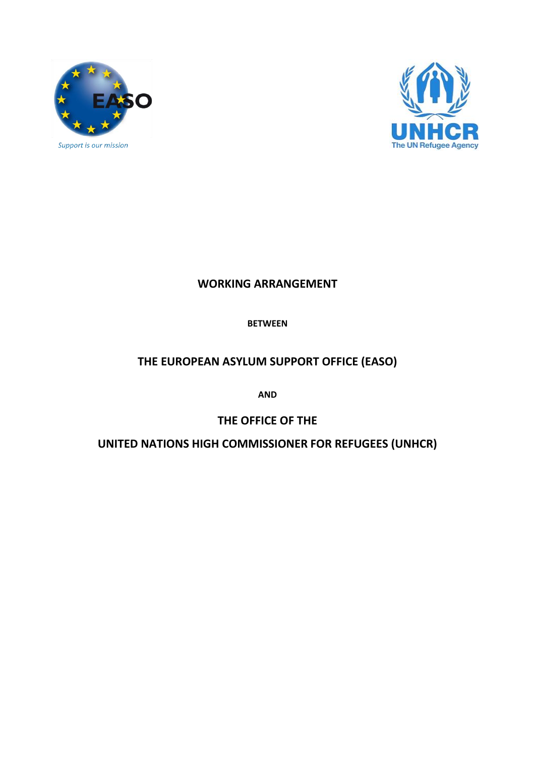Support is our mission

# WORKING ARRANGEMENT

**BETWEEN**

## THE EUROPEAN ASYLUM SUPPORT OFFICE (EASO)

**AND**

## THE OFFICE OF THE

## UNITED NATIONS HIGH COMMISSIONER FOR REFUGEES (UNHCR)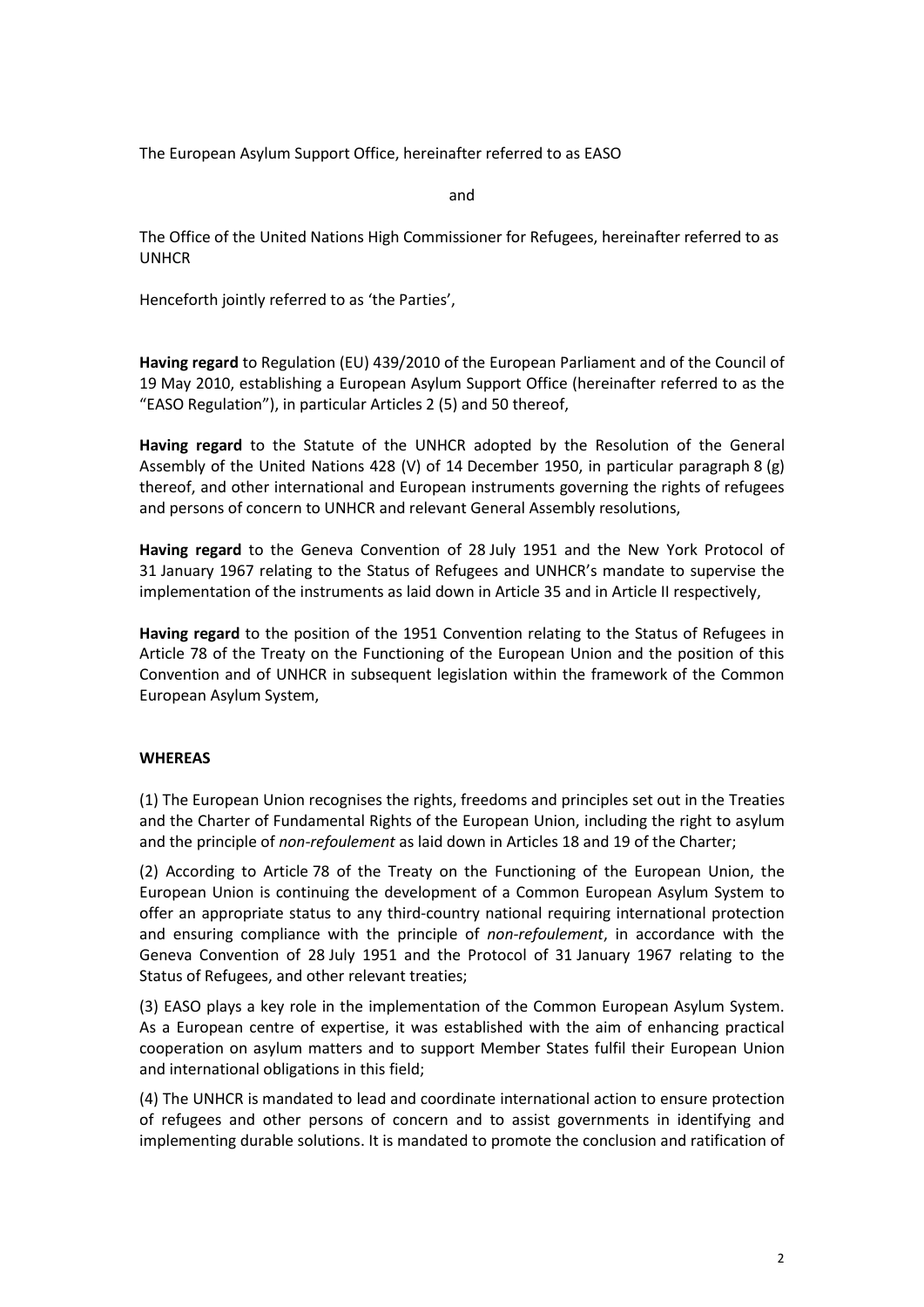The European Asylum Support Office, hereinafter referred to as EASO

and

The Office of the United Nations High Commissioner for Refugees, hereinafter referred to as UNHCR

Henceforth jointly referred to as 'the Parties',

**Having regard** to Regulation (EU) 439/2010 of the European Parliament and of the Council of 19 May 2010, establishing a European Asylum Support Office (hereinafter referred to as the "EASO Regulation"), in particular Articles 2 (5) and 50 thereof,

**Having regard** to the Statute of the UNHCR adopted by the Resolution of the General Assembly of the United Nations 428 (V) of 14 December 1950, in particular paragraph 8 (g) thereof, and other international and European instruments governing the rights of refugees and persons of concern to UNHCR and relevant General Assembly resolutions,

**Having regard** to the Geneva Convention of 28 July 1951 and the New York Protocol of 31 January 1967 relating to the Status of Refugees and UNHCR's mandate to supervise the implementation of the instruments as laid down in Article 35 and in Article II respectively,

**Having regard** to the position of the 1951 Convention relating to the Status of Refugees in Article 78 of the Treaty on the Functioning of the European Union and the position of this Convention and of UNHCR in subsequent legislation within the framework of the Common European Asylum System,

**WHEREAS**

(1) The European Union recognises the rights, freedoms and principles set out in the Treaties and the Charter of Fundamental Rights of the European Union, including the right to asylum and the principle of *non-refoulement* as laid down in Articles 18 and 19 of the Charter;

(2) According to Article 78 of the Treaty on the Functioning of the European Union, the European Union is continuing the development of a Common European Asylum System to offer an appropriate status to any third-country national requiring international protection and ensuring compliance with the principle of *non-refoulement*, in accordance with the Geneva Convention of 28 July 1951 and the Protocol of 31 January 1967 relating to the Status of Refugees, and other relevant treaties;

(3) EASO plays a key role in the implementation of the Common European Asylum System. As a European centre of expertise, it was established with the aim of enhancing practical cooperation on asylum matters and to support Member States fulfil their European Union and international obligations in this field;

(4) The UNHCR is mandated to lead and coordinate international action to ensure protection of refugees and other persons of concern and to assist governments in identifying and implementing durable solutions. It is mandated to promote the conclusion and ratification of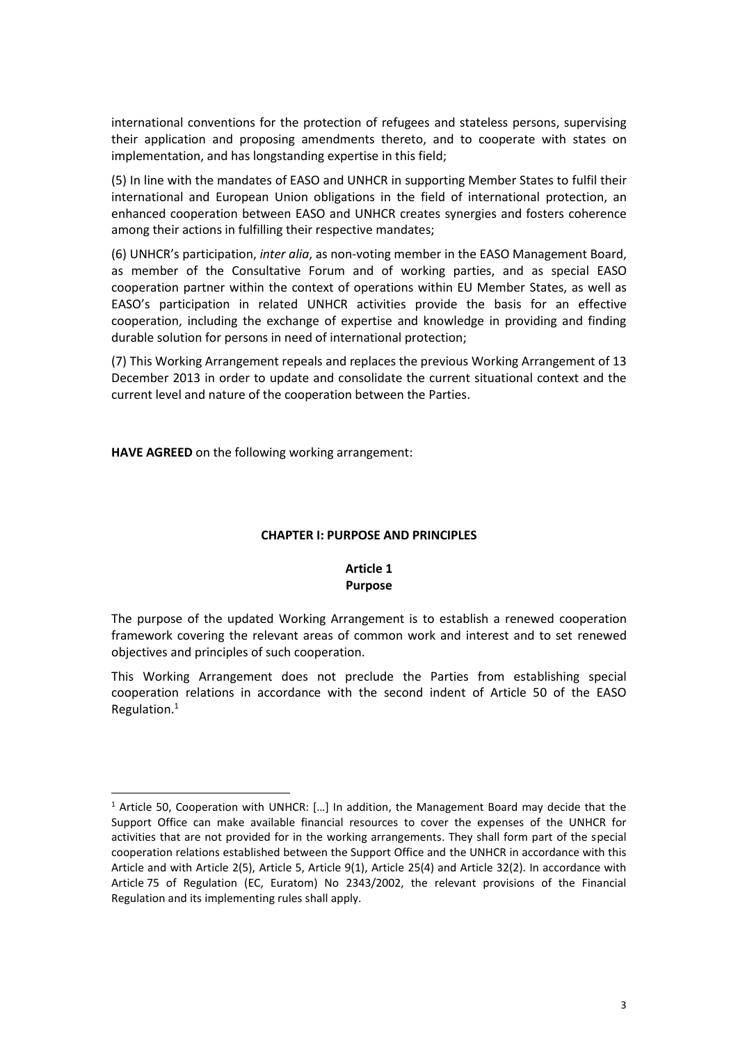international conventions for the protection of refugees and stateless persons, supervising their application and proposing amendments thereto, and to cooperate with states on implementation, and has longstanding expertise in this field;

(5) In line with the mandates of EASO and UNHCR in supporting Member States to fulfil their international and European Union obligations in the field of international protection, an enhanced cooperation between EASO and UNHCR creates synergies and fosters coherence among their actions in fulfilling their respective mandates;

(6) UNHCR's participation, *inter alia*, as non-voting member in the EASO Management Board, as member of the Consultative Forum and of working parties, and as special EASO cooperation partner within the context of operations within EU Member States, as well as EASO's participation in related UNHCR activities provide the basis for an effective cooperation, including the exchange of expertise and knowledge in providing and finding durable solution for persons in need of international protection;

(7) This Working Arrangement repeals and replaces the previous Working Arrangement of 13 December 2013 in order to update and consolidate the current situational context and the current level and nature of the cooperation between the Parties.

**HAVE AGREED** on the following working arrangement:

## CHAPTER I: PURPOSE AND PRINCIPLES

### Article 1
### Purpose

The purpose of the updated Working Arrangement is to establish a renewed cooperation framework covering the relevant areas of common work and interest and to set renewed objectives and principles of such cooperation.

This Working Arrangement does not preclude the Parties from establishing special cooperation relations in accordance with the second indent of Article 50 of the EASO Regulation.[1]

---

[1] Article 50, Cooperation with UNHCR: […] In addition, the Management Board may decide that the Support Office can make available financial resources to cover the expenses of the UNHCR for activities that are not provided for in the working arrangements. They shall form part of the special cooperation relations established between the Support Office and the UNHCR in accordance with this Article and with Article 2(5), Article 5, Article 9(1), Article 25(4) and Article 32(2). In accordance with Article 75 of Regulation (EC, Euratom) No 2343/2002, the relevant provisions of the Financial Regulation and its implementing rules shall apply.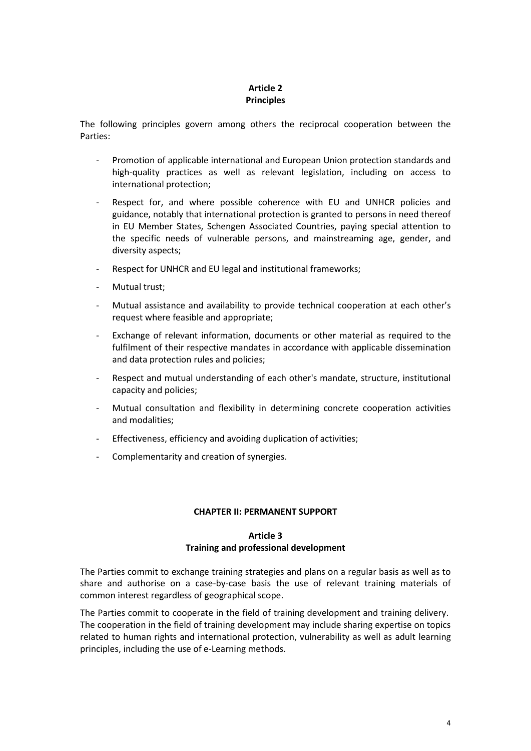## Article 2
## Principles

The following principles govern among others the reciprocal cooperation between the Parties:

- Promotion of applicable international and European Union protection standards and high-quality practices as well as relevant legislation, including on access to international protection;
- Respect for, and where possible coherence with EU and UNHCR policies and guidance, notably that international protection is granted to persons in need thereof in EU Member States, Schengen Associated Countries, paying special attention to the specific needs of vulnerable persons, and mainstreaming age, gender, and diversity aspects;
- Respect for UNHCR and EU legal and institutional frameworks;
- Mutual trust;
- Mutual assistance and availability to provide technical cooperation at each other's request where feasible and appropriate;
- Exchange of relevant information, documents or other material as required to the fulfilment of their respective mandates in accordance with applicable dissemination and data protection rules and policies;
- Respect and mutual understanding of each other's mandate, structure, institutional capacity and policies;
- Mutual consultation and flexibility in determining concrete cooperation activities and modalities;
- Effectiveness, efficiency and avoiding duplication of activities;
- Complementarity and creation of synergies.

# CHAPTER II: PERMANENT SUPPORT

## Article 3
## Training and professional development

The Parties commit to exchange training strategies and plans on a regular basis as well as to share and authorise on a case-by-case basis the use of relevant training materials of common interest regardless of geographical scope.

The Parties commit to cooperate in the field of training development and training delivery. The cooperation in the field of training development may include sharing expertise on topics related to human rights and international protection, vulnerability as well as adult learning principles, including the use of e-Learning methods.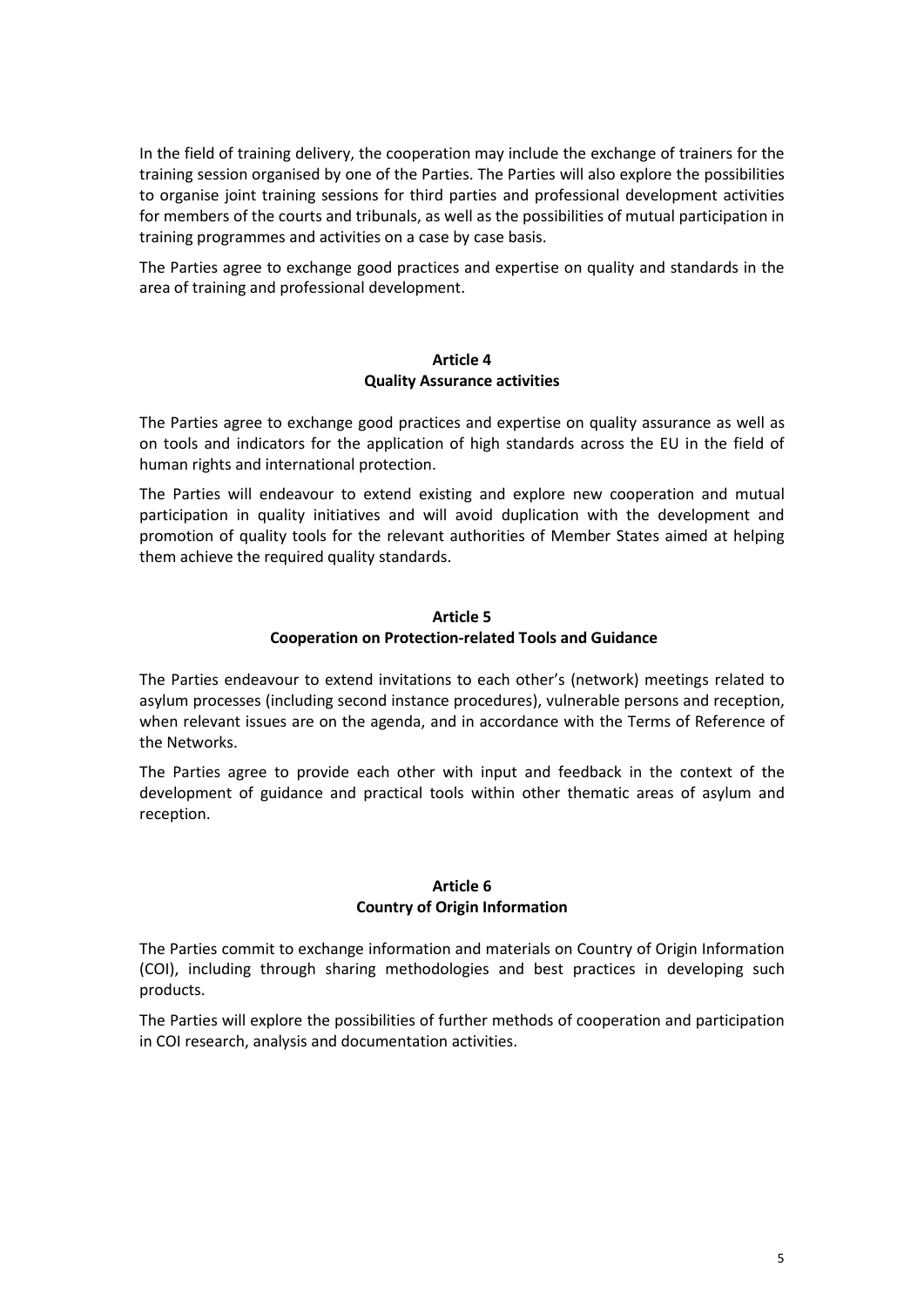In the field of training delivery, the cooperation may include the exchange of trainers for the training session organised by one of the Parties. The Parties will also explore the possibilities to organise joint training sessions for third parties and professional development activities for members of the courts and tribunals, as well as the possibilities of mutual participation in training programmes and activities on a case by case basis.

The Parties agree to exchange good practices and expertise on quality and standards in the area of training and professional development.

## Article 4
## Quality Assurance activities

The Parties agree to exchange good practices and expertise on quality assurance as well as on tools and indicators for the application of high standards across the EU in the field of human rights and international protection.

The Parties will endeavour to extend existing and explore new cooperation and mutual participation in quality initiatives and will avoid duplication with the development and promotion of quality tools for the relevant authorities of Member States aimed at helping them achieve the required quality standards.

## Article 5
## Cooperation on Protection-related Tools and Guidance

The Parties endeavour to extend invitations to each other's (network) meetings related to asylum processes (including second instance procedures), vulnerable persons and reception, when relevant issues are on the agenda, and in accordance with the Terms of Reference of the Networks.

The Parties agree to provide each other with input and feedback in the context of the development of guidance and practical tools within other thematic areas of asylum and reception.

## Article 6
## Country of Origin Information

The Parties commit to exchange information and materials on Country of Origin Information (COI), including through sharing methodologies and best practices in developing such products.

The Parties will explore the possibilities of further methods of cooperation and participation in COI research, analysis and documentation activities.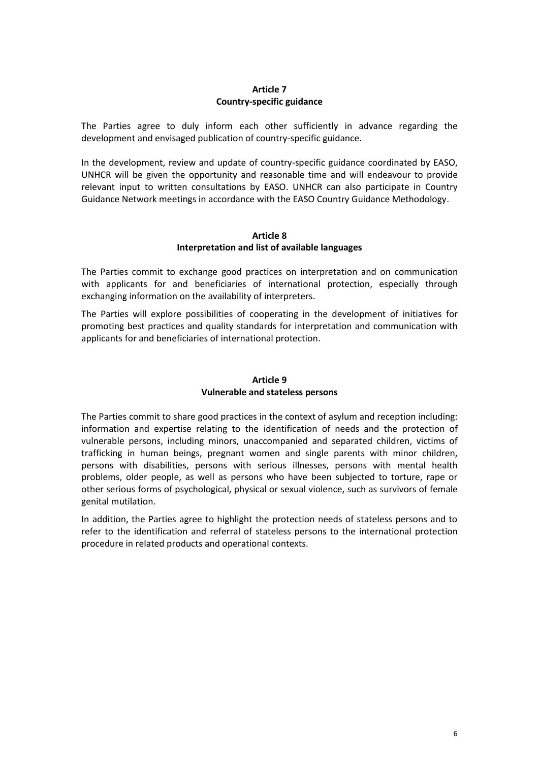## Article 7
## Country-specific guidance

The Parties agree to duly inform each other sufficiently in advance regarding the development and envisaged publication of country-specific guidance.

In the development, review and update of country-specific guidance coordinated by EASO, UNHCR will be given the opportunity and reasonable time and will endeavour to provide relevant input to written consultations by EASO. UNHCR can also participate in Country Guidance Network meetings in accordance with the EASO Country Guidance Methodology.

## Article 8
## Interpretation and list of available languages

The Parties commit to exchange good practices on interpretation and on communication with applicants for and beneficiaries of international protection, especially through exchanging information on the availability of interpreters.

The Parties will explore possibilities of cooperating in the development of initiatives for promoting best practices and quality standards for interpretation and communication with applicants for and beneficiaries of international protection.

## Article 9
## Vulnerable and stateless persons

The Parties commit to share good practices in the context of asylum and reception including: information and expertise relating to the identification of needs and the protection of vulnerable persons, including minors, unaccompanied and separated children, victims of trafficking in human beings, pregnant women and single parents with minor children, persons with disabilities, persons with serious illnesses, persons with mental health problems, older people, as well as persons who have been subjected to torture, rape or other serious forms of psychological, physical or sexual violence, such as survivors of female genital mutilation.

In addition, the Parties agree to highlight the protection needs of stateless persons and to refer to the identification and referral of stateless persons to the international protection procedure in related products and operational contexts.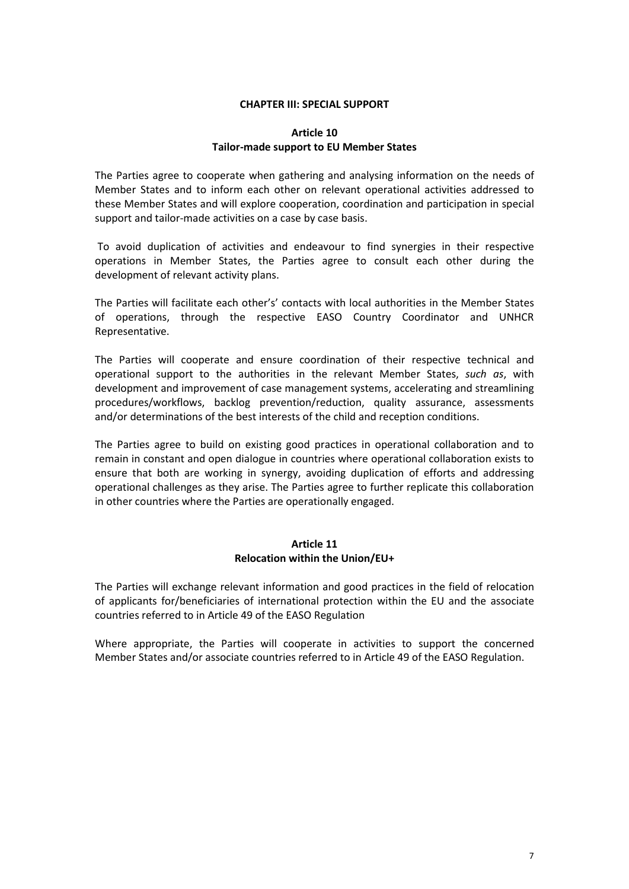## CHAPTER III: SPECIAL SUPPORT

### Article 10
### Tailor-made support to EU Member States

The Parties agree to cooperate when gathering and analysing information on the needs of Member States and to inform each other on relevant operational activities addressed to these Member States and will explore cooperation, coordination and participation in special support and tailor-made activities on a case by case basis.

To avoid duplication of activities and endeavour to find synergies in their respective operations in Member States, the Parties agree to consult each other during the development of relevant activity plans.

The Parties will facilitate each other's' contacts with local authorities in the Member States of operations, through the respective EASO Country Coordinator and UNHCR Representative.

The Parties will cooperate and ensure coordination of their respective technical and operational support to the authorities in the relevant Member States, *such as*, with development and improvement of case management systems, accelerating and streamlining procedures/workflows, backlog prevention/reduction, quality assurance, assessments and/or determinations of the best interests of the child and reception conditions.

The Parties agree to build on existing good practices in operational collaboration and to remain in constant and open dialogue in countries where operational collaboration exists to ensure that both are working in synergy, avoiding duplication of efforts and addressing operational challenges as they arise. The Parties agree to further replicate this collaboration in other countries where the Parties are operationally engaged.

### Article 11
### Relocation within the Union/EU+

The Parties will exchange relevant information and good practices in the field of relocation of applicants for/beneficiaries of international protection within the EU and the associate countries referred to in Article 49 of the EASO Regulation

Where appropriate, the Parties will cooperate in activities to support the concerned Member States and/or associate countries referred to in Article 49 of the EASO Regulation.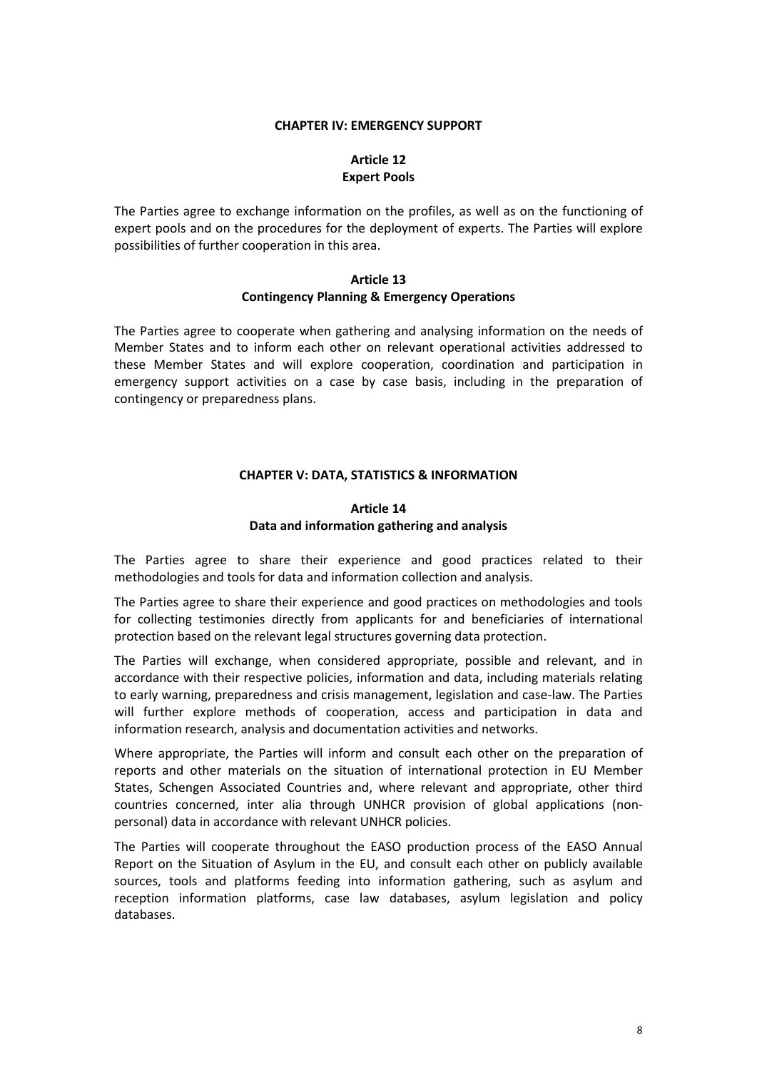## CHAPTER IV: EMERGENCY SUPPORT

### Article 12
### Expert Pools

The Parties agree to exchange information on the profiles, as well as on the functioning of expert pools and on the procedures for the deployment of experts. The Parties will explore possibilities of further cooperation in this area.

### Article 13
### Contingency Planning & Emergency Operations

The Parties agree to cooperate when gathering and analysing information on the needs of Member States and to inform each other on relevant operational activities addressed to these Member States and will explore cooperation, coordination and participation in emergency support activities on a case by case basis, including in the preparation of contingency or preparedness plans.

## CHAPTER V: DATA, STATISTICS & INFORMATION

### Article 14
### Data and information gathering and analysis

The Parties agree to share their experience and good practices related to their methodologies and tools for data and information collection and analysis.

The Parties agree to share their experience and good practices on methodologies and tools for collecting testimonies directly from applicants for and beneficiaries of international protection based on the relevant legal structures governing data protection.

The Parties will exchange, when considered appropriate, possible and relevant, and in accordance with their respective policies, information and data, including materials relating to early warning, preparedness and crisis management, legislation and case-law. The Parties will further explore methods of cooperation, access and participation in data and information research, analysis and documentation activities and networks.

Where appropriate, the Parties will inform and consult each other on the preparation of reports and other materials on the situation of international protection in EU Member States, Schengen Associated Countries and, where relevant and appropriate, other third countries concerned, inter alia through UNHCR provision of global applications (non-personal) data in accordance with relevant UNHCR policies.

The Parties will cooperate throughout the EASO production process of the EASO Annual Report on the Situation of Asylum in the EU, and consult each other on publicly available sources, tools and platforms feeding into information gathering, such as asylum and reception information platforms, case law databases, asylum legislation and policy databases.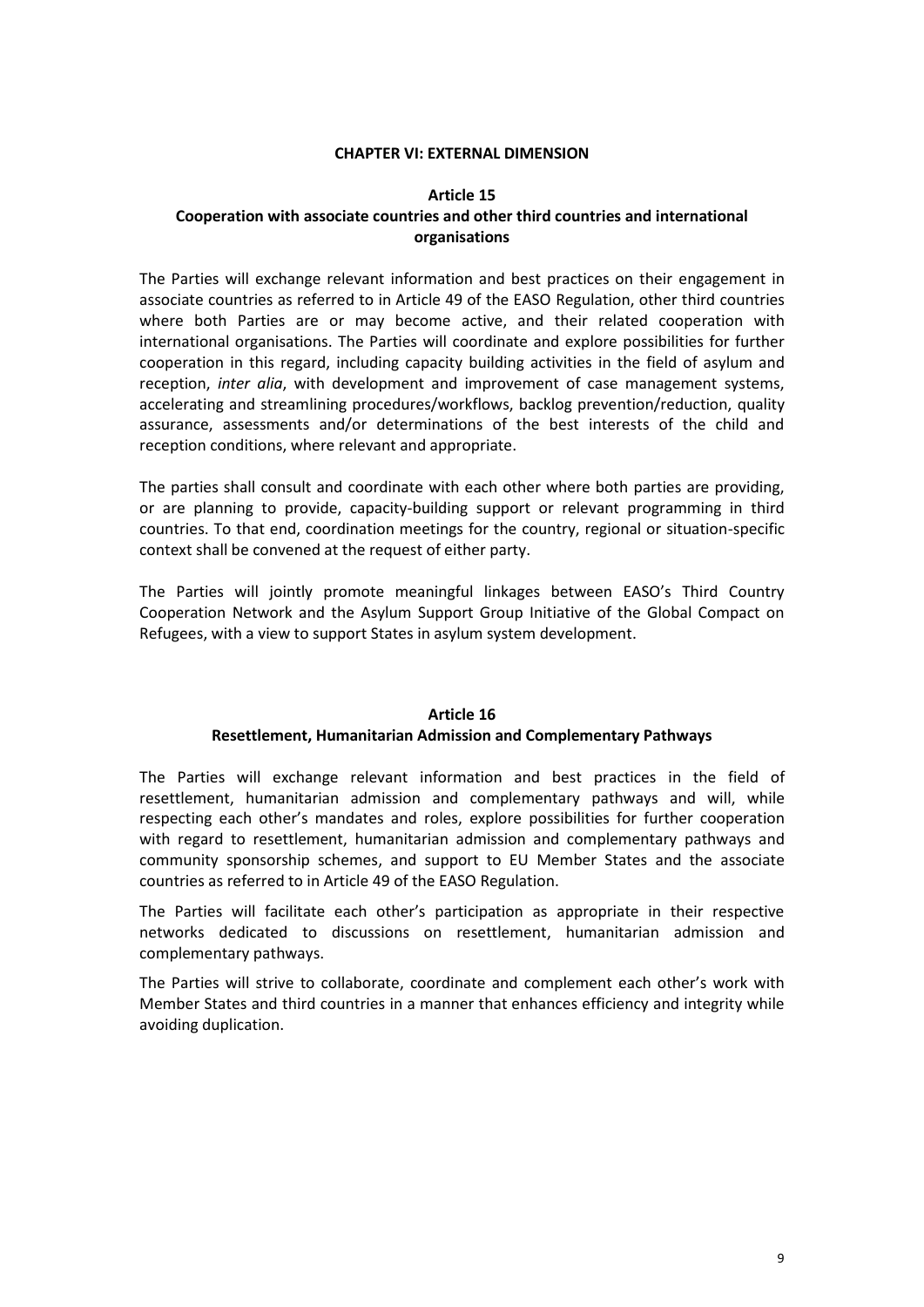## CHAPTER VI: EXTERNAL DIMENSION

### Article 15
### Cooperation with associate countries and other third countries and international organisations

The Parties will exchange relevant information and best practices on their engagement in associate countries as referred to in Article 49 of the EASO Regulation, other third countries where both Parties are or may become active, and their related cooperation with international organisations. The Parties will coordinate and explore possibilities for further cooperation in this regard, including capacity building activities in the field of asylum and reception, *inter alia*, with development and improvement of case management systems, accelerating and streamlining procedures/workflows, backlog prevention/reduction, quality assurance, assessments and/or determinations of the best interests of the child and reception conditions, where relevant and appropriate.

The parties shall consult and coordinate with each other where both parties are providing, or are planning to provide, capacity-building support or relevant programming in third countries. To that end, coordination meetings for the country, regional or situation-specific context shall be convened at the request of either party.

The Parties will jointly promote meaningful linkages between EASO's Third Country Cooperation Network and the Asylum Support Group Initiative of the Global Compact on Refugees, with a view to support States in asylum system development.

### Article 16
### Resettlement, Humanitarian Admission and Complementary Pathways

The Parties will exchange relevant information and best practices in the field of resettlement, humanitarian admission and complementary pathways and will, while respecting each other's mandates and roles, explore possibilities for further cooperation with regard to resettlement, humanitarian admission and complementary pathways and community sponsorship schemes, and support to EU Member States and the associate countries as referred to in Article 49 of the EASO Regulation.

The Parties will facilitate each other's participation as appropriate in their respective networks dedicated to discussions on resettlement, humanitarian admission and complementary pathways.

The Parties will strive to collaborate, coordinate and complement each other's work with Member States and third countries in a manner that enhances efficiency and integrity while avoiding duplication.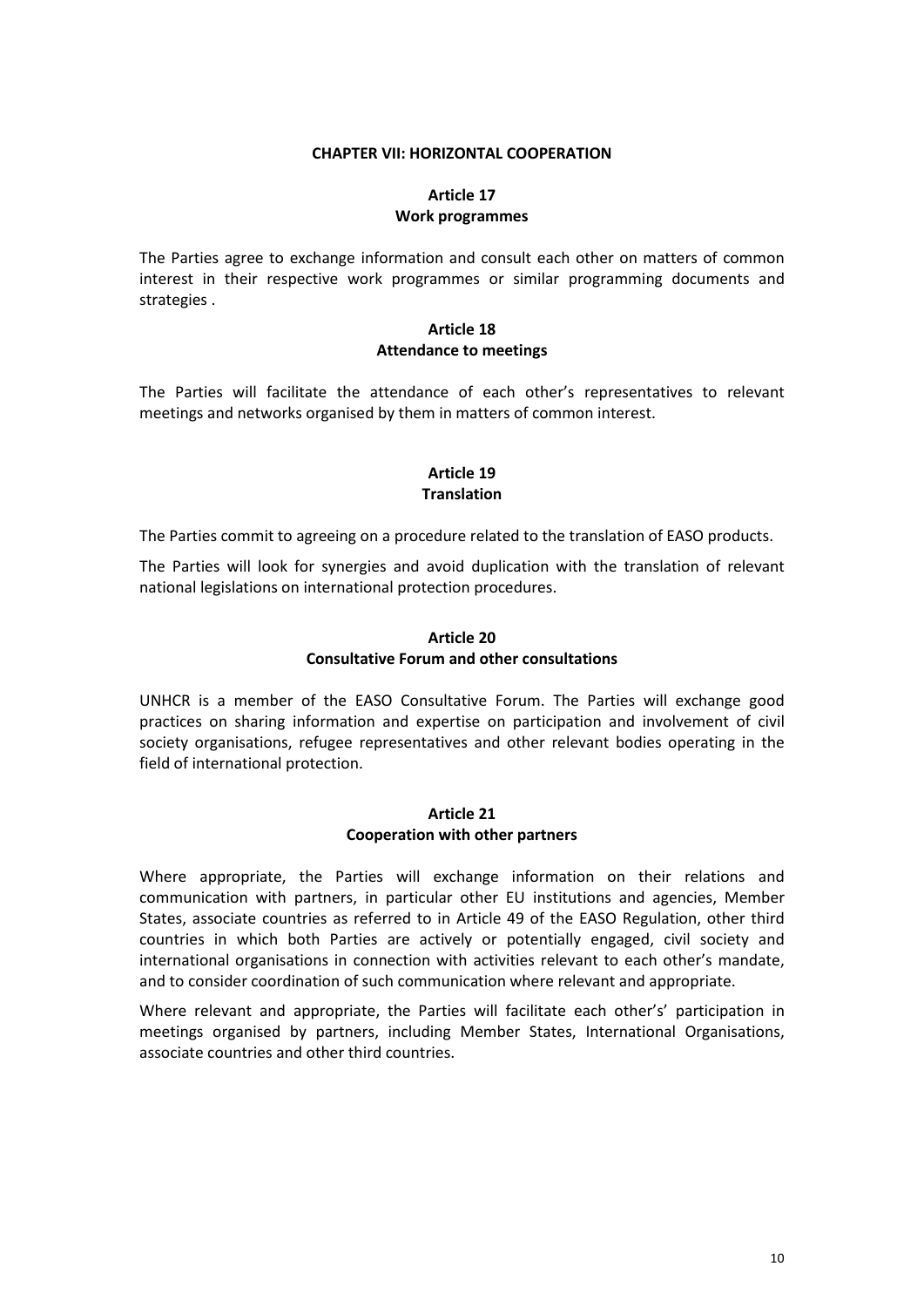## CHAPTER VII: HORIZONTAL COOPERATION

### Article 17
### Work programmes

The Parties agree to exchange information and consult each other on matters of common interest in their respective work programmes or similar programming documents and strategies .

### Article 18
### Attendance to meetings

The Parties will facilitate the attendance of each other's representatives to relevant meetings and networks organised by them in matters of common interest.

### Article 19
### Translation

The Parties commit to agreeing on a procedure related to the translation of EASO products.

The Parties will look for synergies and avoid duplication with the translation of relevant national legislations on international protection procedures.

### Article 20
### Consultative Forum and other consultations

UNHCR is a member of the EASO Consultative Forum. The Parties will exchange good practices on sharing information and expertise on participation and involvement of civil society organisations, refugee representatives and other relevant bodies operating in the field of international protection.

### Article 21
### Cooperation with other partners

Where appropriate, the Parties will exchange information on their relations and communication with partners, in particular other EU institutions and agencies, Member States, associate countries as referred to in Article 49 of the EASO Regulation, other third countries in which both Parties are actively or potentially engaged, civil society and international organisations in connection with activities relevant to each other's mandate, and to consider coordination of such communication where relevant and appropriate.

Where relevant and appropriate, the Parties will facilitate each other's' participation in meetings organised by partners, including Member States, International Organisations, associate countries and other third countries.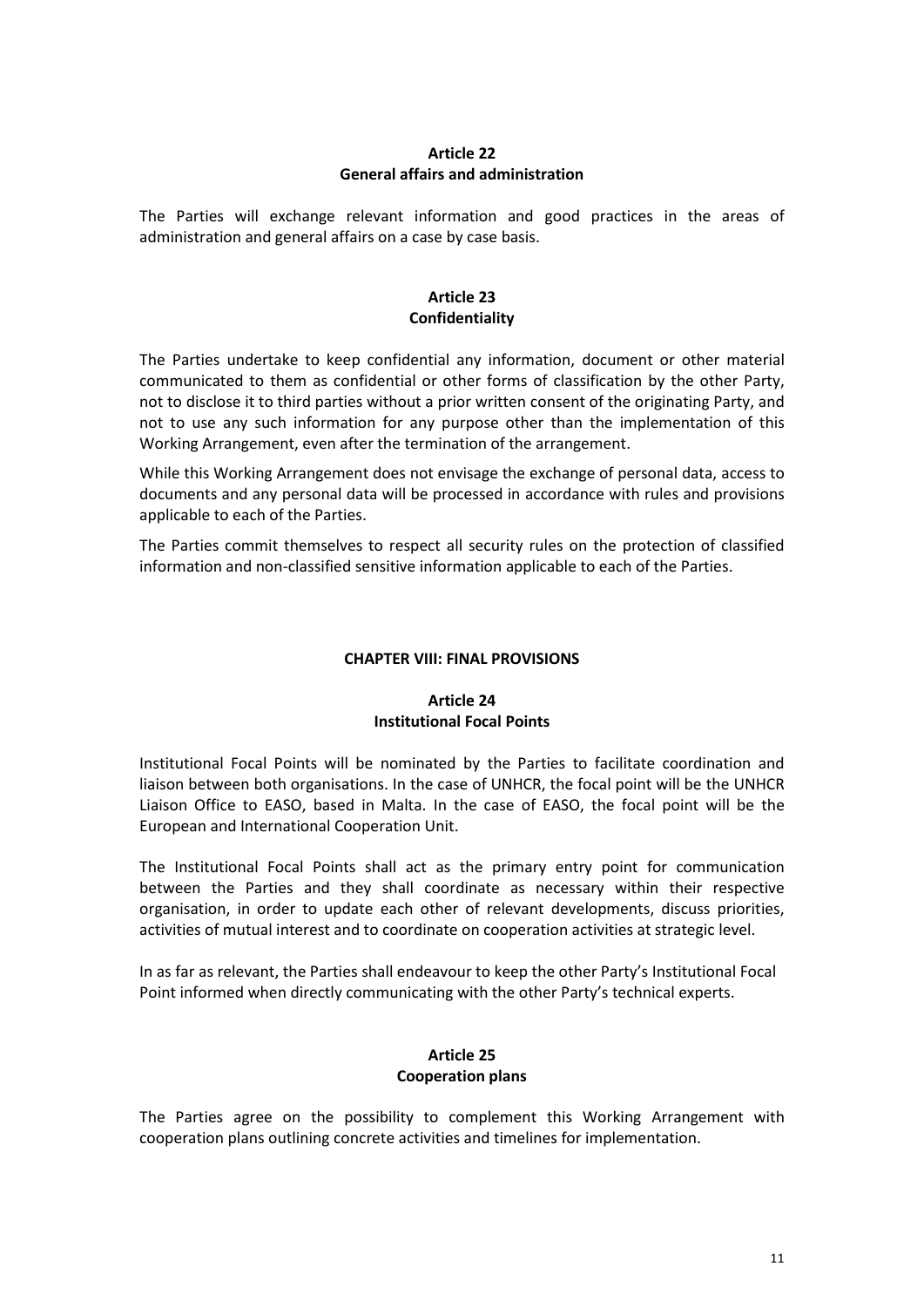**Article 22**
**General affairs and administration**

The Parties will exchange relevant information and good practices in the areas of administration and general affairs on a case by case basis.

**Article 23**
**Confidentiality**

The Parties undertake to keep confidential any information, document or other material communicated to them as confidential or other forms of classification by the other Party, not to disclose it to third parties without a prior written consent of the originating Party, and not to use any such information for any purpose other than the implementation of this Working Arrangement, even after the termination of the arrangement.

While this Working Arrangement does not envisage the exchange of personal data, access to documents and any personal data will be processed in accordance with rules and provisions applicable to each of the Parties.

The Parties commit themselves to respect all security rules on the protection of classified information and non-classified sensitive information applicable to each of the Parties.

## CHAPTER VIII: FINAL PROVISIONS

**Article 24**
**Institutional Focal Points**

Institutional Focal Points will be nominated by the Parties to facilitate coordination and liaison between both organisations. In the case of UNHCR, the focal point will be the UNHCR Liaison Office to EASO, based in Malta. In the case of EASO, the focal point will be the European and International Cooperation Unit.

The Institutional Focal Points shall act as the primary entry point for communication between the Parties and they shall coordinate as necessary within their respective organisation, in order to update each other of relevant developments, discuss priorities, activities of mutual interest and to coordinate on cooperation activities at strategic level.

In as far as relevant, the Parties shall endeavour to keep the other Party's Institutional Focal Point informed when directly communicating with the other Party's technical experts.

**Article 25**
**Cooperation plans**

The Parties agree on the possibility to complement this Working Arrangement with cooperation plans outlining concrete activities and timelines for implementation.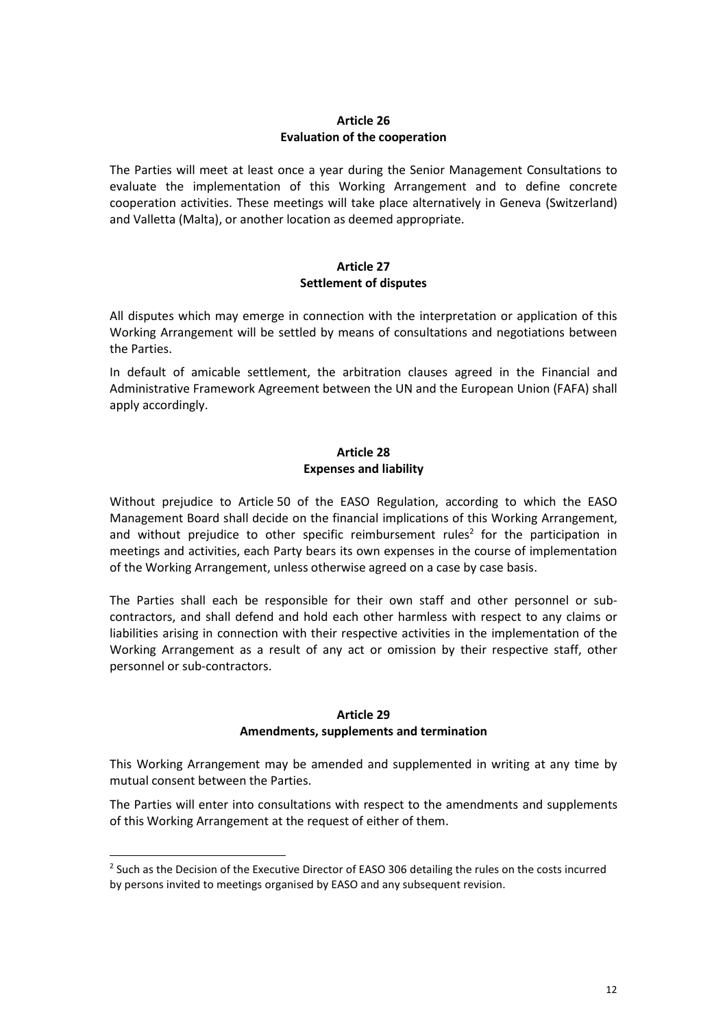## Article 26
## Evaluation of the cooperation

The Parties will meet at least once a year during the Senior Management Consultations to evaluate the implementation of this Working Arrangement and to define concrete cooperation activities. These meetings will take place alternatively in Geneva (Switzerland) and Valletta (Malta), or another location as deemed appropriate.

## Article 27
## Settlement of disputes

All disputes which may emerge in connection with the interpretation or application of this Working Arrangement will be settled by means of consultations and negotiations between the Parties.

In default of amicable settlement, the arbitration clauses agreed in the Financial and Administrative Framework Agreement between the UN and the European Union (FAFA) shall apply accordingly.

## Article 28
## Expenses and liability

Without prejudice to Article 50 of the EASO Regulation, according to which the EASO Management Board shall decide on the financial implications of this Working Arrangement, and without prejudice to other specific reimbursement rules[2] for the participation in meetings and activities, each Party bears its own expenses in the course of implementation of the Working Arrangement, unless otherwise agreed on a case by case basis.

The Parties shall each be responsible for their own staff and other personnel or sub-contractors, and shall defend and hold each other harmless with respect to any claims or liabilities arising in connection with their respective activities in the implementation of the Working Arrangement as a result of any act or omission by their respective staff, other personnel or sub-contractors.

## Article 29
## Amendments, supplements and termination

This Working Arrangement may be amended and supplemented in writing at any time by mutual consent between the Parties.

The Parties will enter into consultations with respect to the amendments and supplements of this Working Arrangement at the request of either of them.

---

[2] Such as the Decision of the Executive Director of EASO 306 detailing the rules on the costs incurred by persons invited to meetings organised by EASO and any subsequent revision.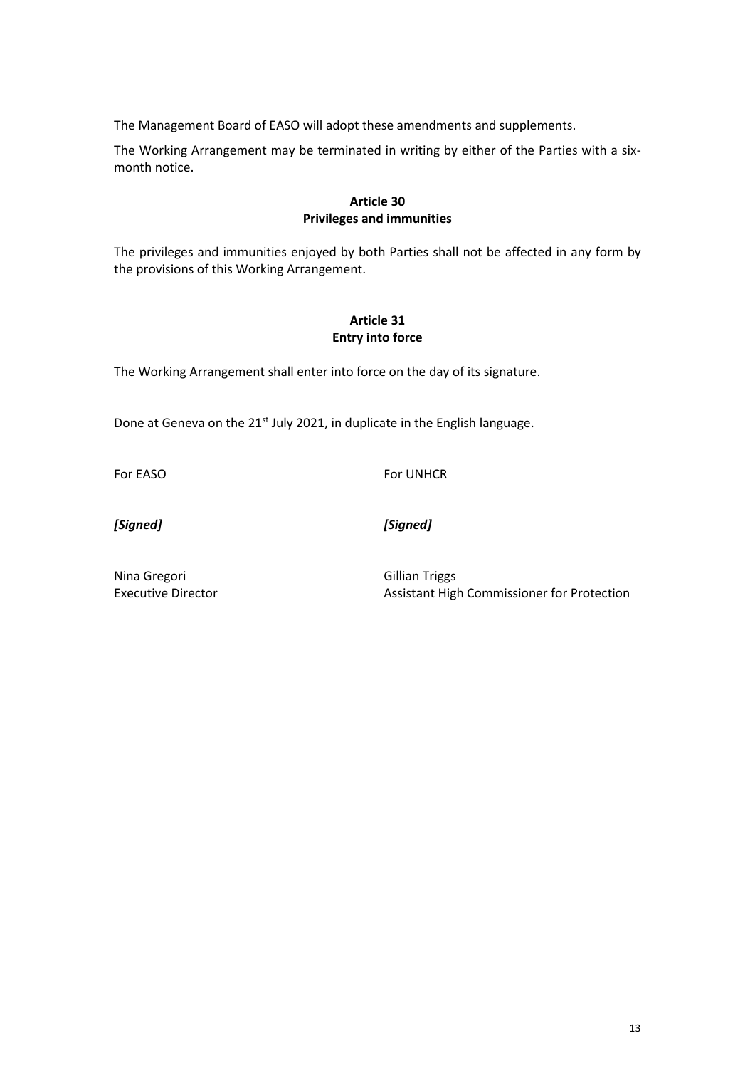The Management Board of EASO will adopt these amendments and supplements.

The Working Arrangement may be terminated in writing by either of the Parties with a six-month notice.

**Article 30**
**Privileges and immunities**

The privileges and immunities enjoyed by both Parties shall not be affected in any form by the provisions of this Working Arrangement.

**Article 31**
**Entry into force**

The Working Arrangement shall enter into force on the day of its signature.

Done at Geneva on the 21st July 2021, in duplicate in the English language.

| | |
|---|---|
| For EASO | For UNHCR |
| ***[Signed]*** | ***[Signed]*** |
| Nina Gregori<br>Executive Director | Gillian Triggs<br>Assistant High Commissioner for Protection |